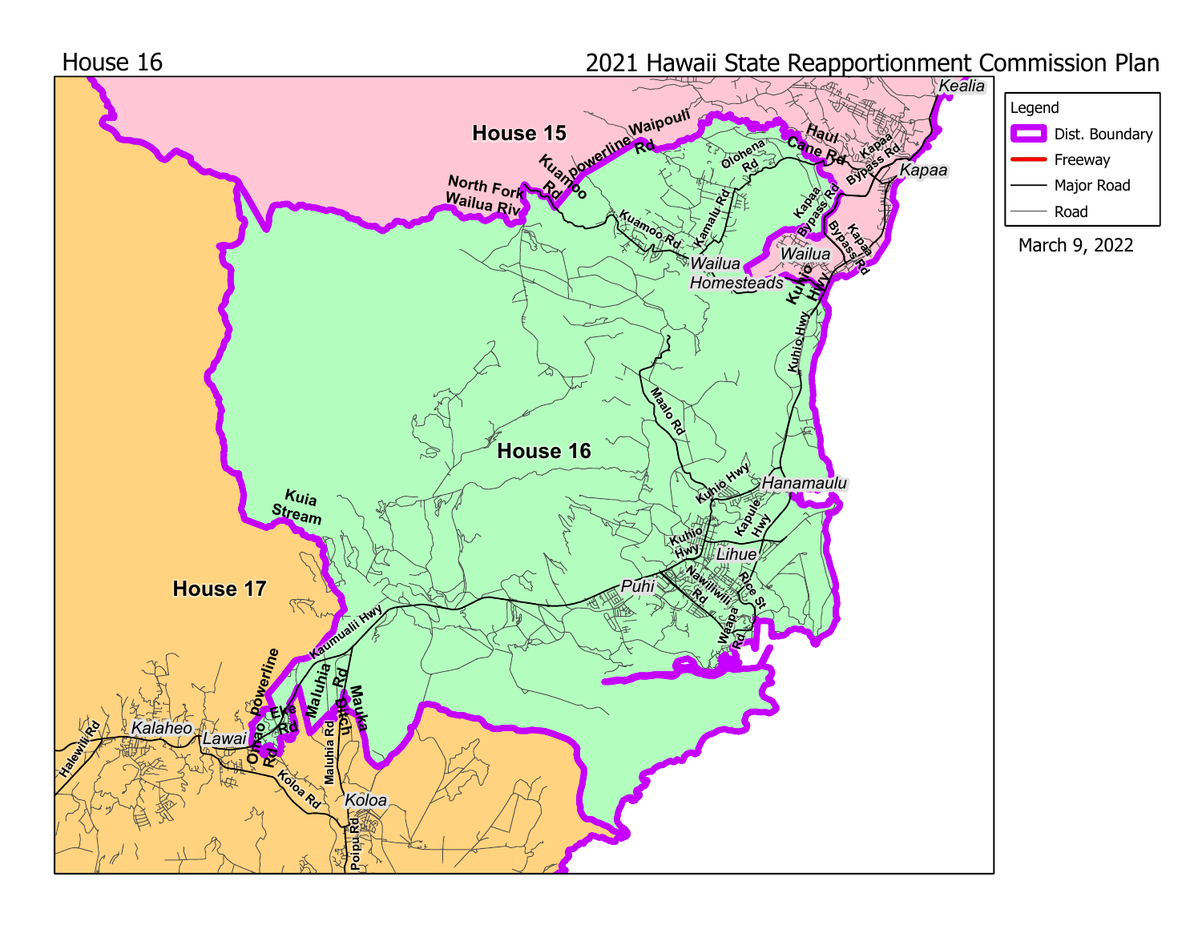House 16

# 2021 Hawaii State Reapportionment Commission Plan

Legend

- Dist. Boundary
- Freeway
- Major Road
- Road

March 9, 2022

House 15

House 16

House 17

Kealia

Kapaa

Wailua

Wailua Homesteads

Hanamaulu

Lihue

Puhi

Kalaheo

Lawai

Koloa

Haul Cane Rd

Kapaa Bypass Rd

Kuhio Hwy

Kuamoo Rd

Kamalu Rd

Olohena Rd

powerline Waipouli Rd

North Fork Wailua Riv

Maalo Rd

Kapule Hwy

Nawiliwili Rd

Rice St

Waapa Rd

Kaumualii Hwy

Kuia Stream

Maluhia Rd

Mauka Ditch

Eke Rd

Omao Rd

powerline

Koloa Rd

Halewili Rd

Poipu Rd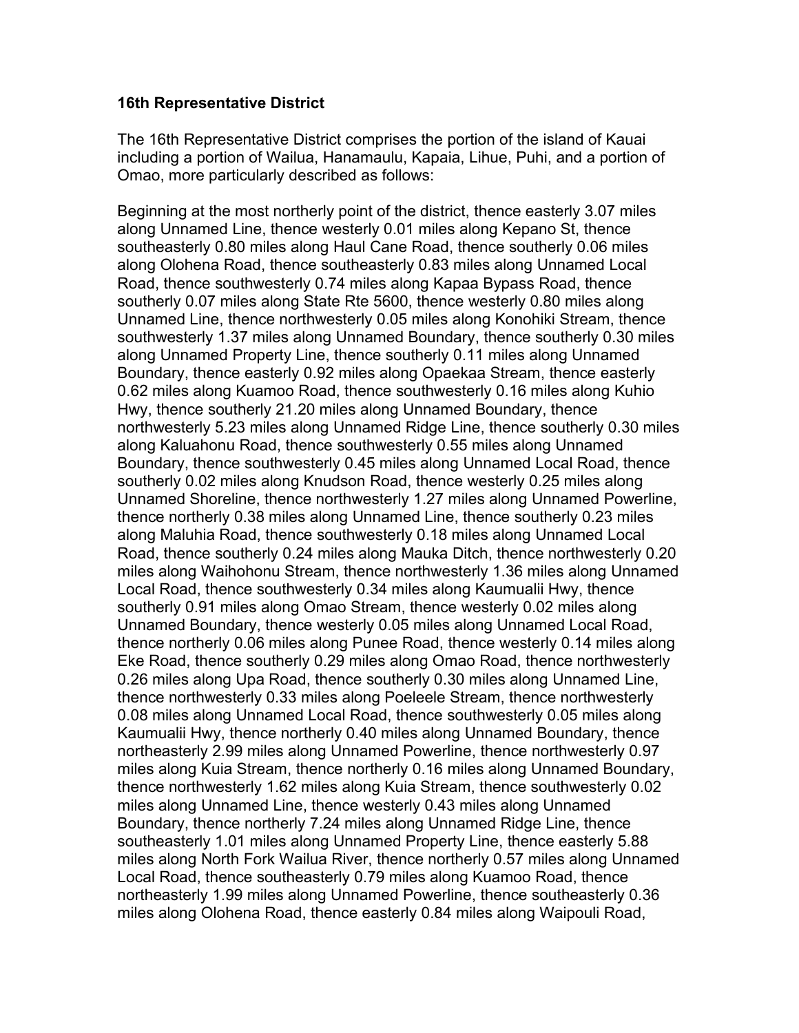**16th Representative District**

The 16th Representative District comprises the portion of the island of Kauai including a portion of Wailua, Hanamaulu, Kapaia, Lihue, Puhi, and a portion of Omao, more particularly described as follows:

Beginning at the most northerly point of the district, thence easterly 3.07 miles along Unnamed Line, thence westerly 0.01 miles along Kepano St, thence southeasterly 0.80 miles along Haul Cane Road, thence southerly 0.06 miles along Olohena Road, thence southeasterly 0.83 miles along Unnamed Local Road, thence southwesterly 0.74 miles along Kapaa Bypass Road, thence southerly 0.07 miles along State Rte 5600, thence westerly 0.80 miles along Unnamed Line, thence northwesterly 0.05 miles along Konohiki Stream, thence southwesterly 1.37 miles along Unnamed Boundary, thence southerly 0.30 miles along Unnamed Property Line, thence southerly 0.11 miles along Unnamed Boundary, thence easterly 0.92 miles along Opaekaa Stream, thence easterly 0.62 miles along Kuamoo Road, thence southwesterly 0.16 miles along Kuhio Hwy, thence southerly 21.20 miles along Unnamed Boundary, thence northwesterly 5.23 miles along Unnamed Ridge Line, thence southerly 0.30 miles along Kaluahonu Road, thence southwesterly 0.55 miles along Unnamed Boundary, thence southwesterly 0.45 miles along Unnamed Local Road, thence southerly 0.02 miles along Knudson Road, thence westerly 0.25 miles along Unnamed Shoreline, thence northwesterly 1.27 miles along Unnamed Powerline, thence northerly 0.38 miles along Unnamed Line, thence southerly 0.23 miles along Maluhia Road, thence southwesterly 0.18 miles along Unnamed Local Road, thence southerly 0.24 miles along Mauka Ditch, thence northwesterly 0.20 miles along Waihohonu Stream, thence northwesterly 1.36 miles along Unnamed Local Road, thence southwesterly 0.34 miles along Kaumualii Hwy, thence southerly 0.91 miles along Omao Stream, thence westerly 0.02 miles along Unnamed Boundary, thence westerly 0.05 miles along Unnamed Local Road, thence northerly 0.06 miles along Punee Road, thence westerly 0.14 miles along Eke Road, thence southerly 0.29 miles along Omao Road, thence northwesterly 0.26 miles along Upa Road, thence southerly 0.30 miles along Unnamed Line, thence northwesterly 0.33 miles along Poeleele Stream, thence northwesterly 0.08 miles along Unnamed Local Road, thence southwesterly 0.05 miles along Kaumualii Hwy, thence northerly 0.40 miles along Unnamed Boundary, thence northeasterly 2.99 miles along Unnamed Powerline, thence northwesterly 0.97 miles along Kuia Stream, thence northerly 0.16 miles along Unnamed Boundary, thence northwesterly 1.62 miles along Kuia Stream, thence southwesterly 0.02 miles along Unnamed Line, thence westerly 0.43 miles along Unnamed Boundary, thence northerly 7.24 miles along Unnamed Ridge Line, thence southeasterly 1.01 miles along Unnamed Property Line, thence easterly 5.88 miles along North Fork Wailua River, thence northerly 0.57 miles along Unnamed Local Road, thence southeasterly 0.79 miles along Kuamoo Road, thence northeasterly 1.99 miles along Unnamed Powerline, thence southeasterly 0.36 miles along Olohena Road, thence easterly 0.84 miles along Waipouli Road,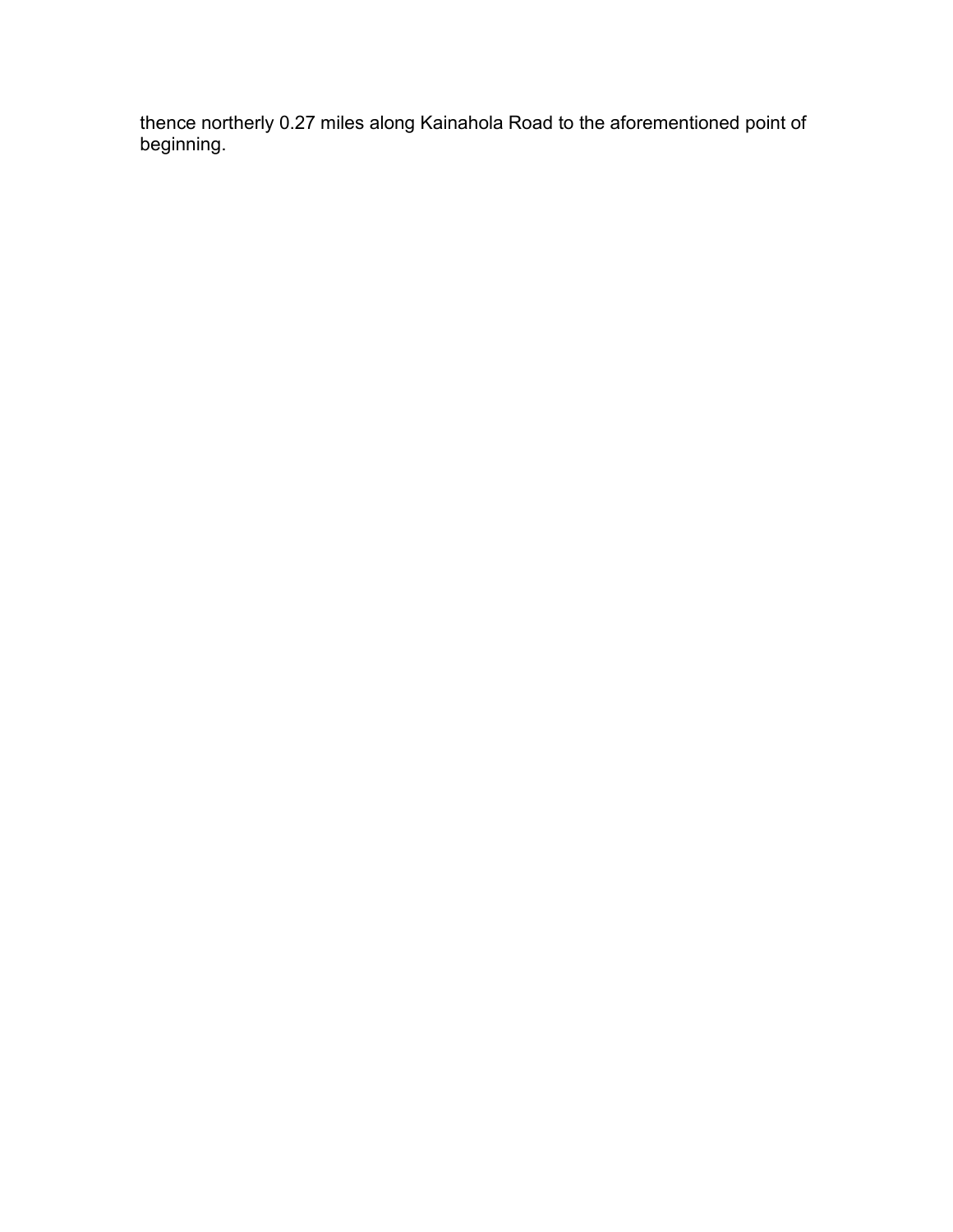thence northerly 0.27 miles along Kainahola Road to the aforementioned point of beginning.